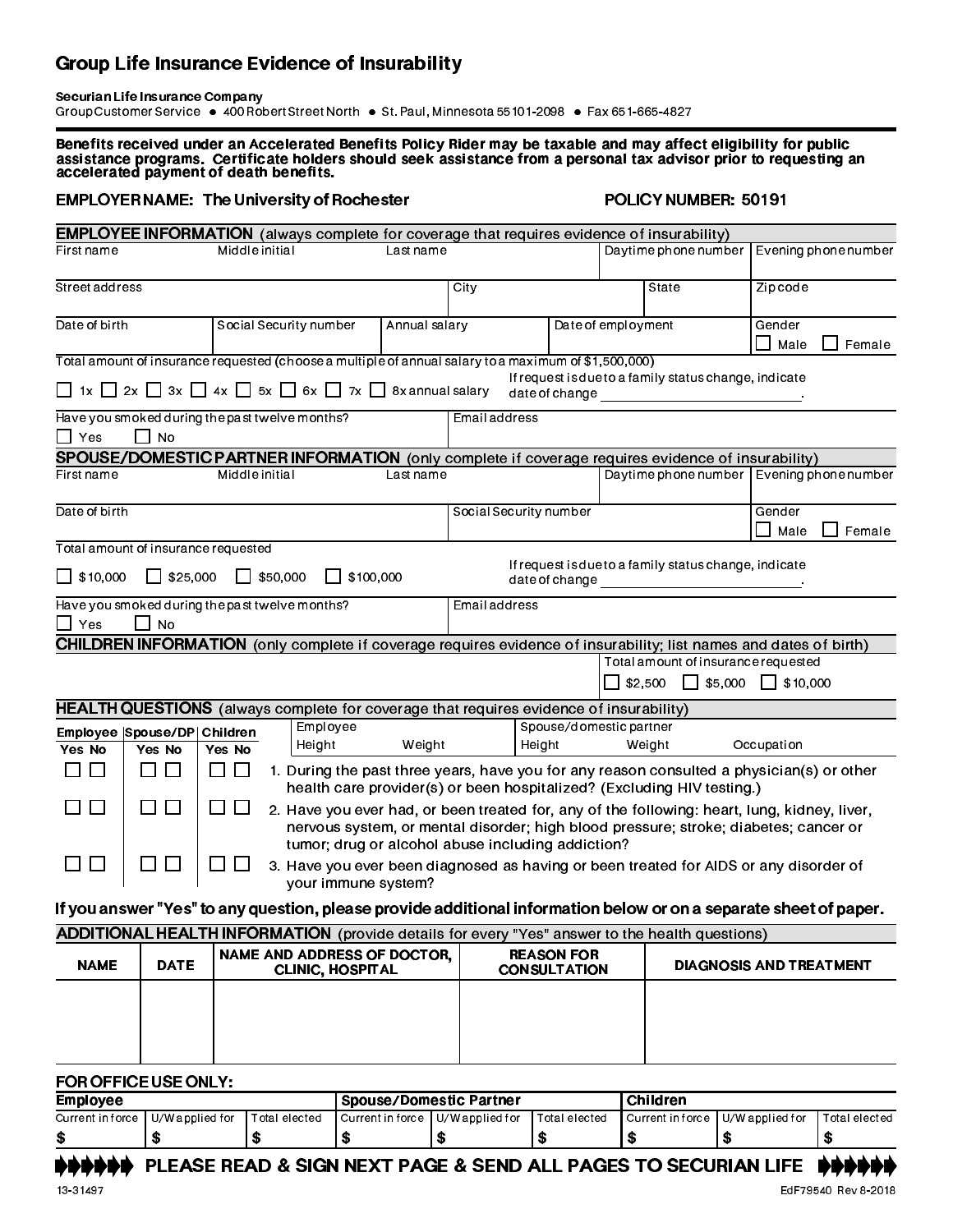# Group Life Insurance Evidence of Insurability

**Securian Life Insurance Company**
Group Customer Service ● 400 Robert Street North ● St. Paul, Minnesota 55101-2098 ● Fax 651-665-4827

**Benefits received under an Accelerated Benefits Policy Rider may be taxable and may affect eligibility for public assistance programs. Certificate holders should seek assistance from a personal tax advisor prior to requesting an accelerated payment of death benefits.**

**EMPLOYER NAME: The University of Rochester** **POLICY NUMBER: 50191**

## EMPLOYEE INFORMATION (always complete for coverage that requires evidence of insurability)

| First name | Middle initial | Last name | Daytime phone number | Evening phone number |
|---|---|---|---|---|
| | | | | |

| Street address | City | State | Zip code |
|---|---|---|---|
| | | | |

| Date of birth | Social Security number | Annual salary | Date of employment | Gender |
|---|---|---|---|---|
| | | | | ☐ Male ☐ Female |

Total amount of insurance requested (choose a multiple of annual salary to a maximum of $1,500,000)

☐ 1x ☐ 2x ☐ 3x ☐ 4x ☐ 5x ☐ 6x ☐ 7x ☐ 8x annual salary

If request is due to a family status change, indicate date of change ____________________.

Have you smoked during the past twelve months? ☐ Yes ☐ No

Email address

## SPOUSE/DOMESTIC PARTNER INFORMATION (only complete if coverage requires evidence of insurability)

| First name | Middle initial | Last name | Daytime phone number | Evening phone number |
|---|---|---|---|---|
| | | | | |

| Date of birth | Social Security number | Gender |
|---|---|---|
| | | ☐ Male ☐ Female |

Total amount of insurance requested

☐ $10,000 ☐ $25,000 ☐ $50,000 ☐ $100,000

If request is due to a family status change, indicate date of change ____________________.

Have you smoked during the past twelve months? ☐ Yes ☐ No

Email address

## CHILDREN INFORMATION (only complete if coverage requires evidence of insurability; list names and dates of birth)

Total amount of insurance requested

☐ $2,500 ☐ $5,000 ☐ $10,000

## HEALTH QUESTIONS (always complete for coverage that requires evidence of insurability)

Employee: Height ______ Weight ______

Spouse/domestic partner: Height ______ Weight ______ Occupation ______

| Employee Yes | Employee No | Spouse/DP Yes | Spouse/DP No | Children Yes | Children No | Question |
|---|---|---|---|---|---|---|
| ☐ | ☐ | ☐ | ☐ | ☐ | ☐ | 1. During the past three years, have you for any reason consulted a physician(s) or other health care provider(s) or been hospitalized? (Excluding HIV testing.) |
| ☐ | ☐ | ☐ | ☐ | ☐ | ☐ | 2. Have you ever had, or been treated for, any of the following: heart, lung, kidney, liver, nervous system, or mental disorder; high blood pressure; stroke; diabetes; cancer or tumor; drug or alcohol abuse including addiction? |
| ☐ | ☐ | ☐ | ☐ | ☐ | ☐ | 3. Have you ever been diagnosed as having or been treated for AIDS or any disorder of your immune system? |

**If you answer "Yes" to any question, please provide additional information below or on a separate sheet of paper.**

## ADDITIONAL HEALTH INFORMATION (provide details for every "Yes" answer to the health questions)

| NAME | DATE | NAME AND ADDRESS OF DOCTOR, CLINIC, HOSPITAL | REASON FOR CONSULTATION | DIAGNOSIS AND TREATMENT |
|---|---|---|---|---|
| | | | | |

## FOR OFFICE USE ONLY:

| Employee | | | Spouse/Domestic Partner | | | Children | | |
|---|---|---|---|---|---|---|---|---|
| Current in force | U/W applied for | Total elected | Current in force | U/W applied for | Total elected | Current in force | U/W applied for | Total elected |
| $ | $ | $ | $ | $ | $ | $ | $ | $ |

**PLEASE READ & SIGN NEXT PAGE & SEND ALL PAGES TO SECURIAN LIFE**

13-31497 EdF79540 Rev 8-2018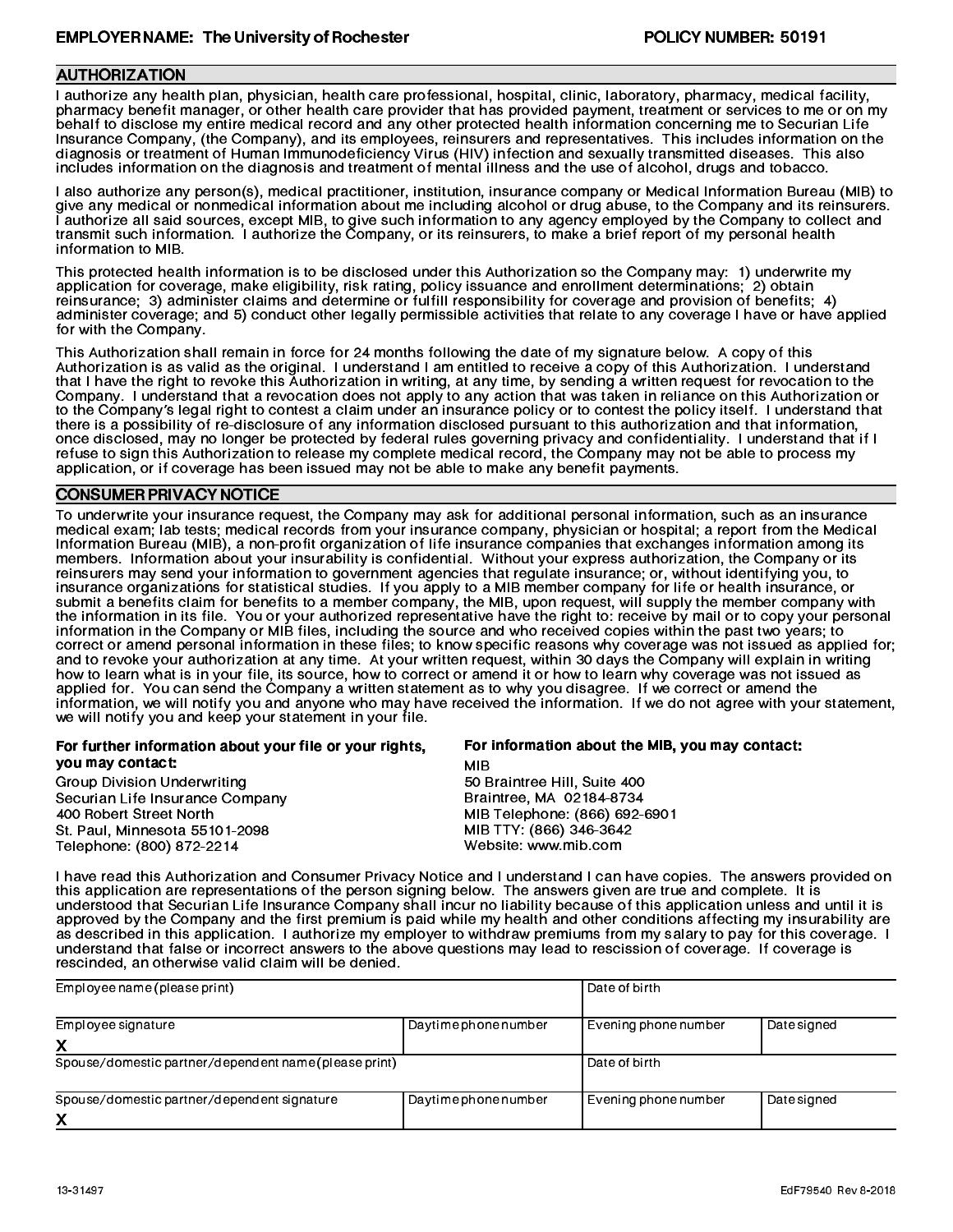**EMPLOYER NAME: The University of Rochester** **POLICY NUMBER: 50191**

## AUTHORIZATION

I authorize any health plan, physician, health care professional, hospital, clinic, laboratory, pharmacy, medical facility, pharmacy benefit manager, or other health care provider that has provided payment, treatment or services to me or on my behalf to disclose my entire medical record and any other protected health information concerning me to Securian Life Insurance Company, (the Company), and its employees, reinsurers and representatives. This includes information on the diagnosis or treatment of Human Immunodeficiency Virus (HIV) infection and sexually transmitted diseases. This also includes information on the diagnosis and treatment of mental illness and the use of alcohol, drugs and tobacco.

I also authorize any person(s), medical practitioner, institution, insurance company or Medical Information Bureau (MIB) to give any medical or nonmedical information about me including alcohol or drug abuse, to the Company and its reinsurers. I authorize all said sources, except MIB, to give such information to any agency employed by the Company to collect and transmit such information. I authorize the Company, or its reinsurers, to make a brief report of my personal health information to MIB.

This protected health information is to be disclosed under this Authorization so the Company may: 1) underwrite my application for coverage, make eligibility, risk rating, policy issuance and enrollment determinations; 2) obtain reinsurance; 3) administer claims and determine or fulfill responsibility for coverage and provision of benefits; 4) administer coverage; and 5) conduct other legally permissible activities that relate to any coverage I have or have applied for with the Company.

This Authorization shall remain in force for 24 months following the date of my signature below. A copy of this Authorization is as valid as the original. I understand I am entitled to receive a copy of this Authorization. I understand that I have the right to revoke this Authorization in writing, at any time, by sending a written request for revocation to the Company. I understand that a revocation does not apply to any action that was taken in reliance on this Authorization or to the Company's legal right to contest a claim under an insurance policy or to contest the policy itself. I understand that there is a possibility of re-disclosure of any information disclosed pursuant to this authorization and that information, once disclosed, may no longer be protected by federal rules governing privacy and confidentiality. I understand that if I refuse to sign this Authorization to release my complete medical record, the Company may not be able to process my application, or if coverage has been issued may not be able to make any benefit payments.

## CONSUMER PRIVACY NOTICE

To underwrite your insurance request, the Company may ask for additional personal information, such as an insurance medical exam; lab tests; medical records from your insurance company, physician or hospital; a report from the Medical Information Bureau (MIB), a non-profit organization of life insurance companies that exchanges information among its members. Information about your insurability is confidential. Without your express authorization, the Company or its reinsurers may send your information to government agencies that regulate insurance; or, without identifying you, to insurance organizations for statistical studies. If you apply to a MIB member company for life or health insurance, or submit a benefits claim for benefits to a member company, the MIB, upon request, will supply the member company with the information in its file. You or your authorized representative have the right to: receive by mail or to copy your personal information in the Company or MIB files, including the source and who received copies within the past two years; to correct or amend personal information in these files; to know specific reasons why coverage was not issued as applied for; and to revoke your authorization at any time. At your written request, within 30 days the Company will explain in writing how to learn what is in your file, its source, how to correct or amend it or how to learn why coverage was not issued as applied for. You can send the Company a written statement as to why you disagree. If we correct or amend the information, we will notify you and anyone who may have received the information. If we do not agree with your statement, we will notify you and keep your statement in your file.

**For further information about your file or your rights, you may contact:**

Group Division Underwriting
Securian Life Insurance Company
400 Robert Street North
St. Paul, Minnesota 55101-2098
Telephone: (800) 872-2214

**For information about the MIB, you may contact:**

MIB
50 Braintree Hill, Suite 400
Braintree, MA 02184-8734
MIB Telephone: (866) 692-6901
MIB TTY: (866) 346-3642
Website: www.mib.com

I have read this Authorization and Consumer Privacy Notice and I understand I can have copies. The answers provided on this application are representations of the person signing below. The answers given are true and complete. It is understood that Securian Life Insurance Company shall incur no liability because of this application unless and until it is approved by the Company and the first premium is paid while my health and other conditions affecting my insurability are as described in this application. I authorize my employer to withdraw premiums from my salary to pay for this coverage. I understand that false or incorrect answers to the above questions may lead to rescission of coverage. If coverage is rescinded, an otherwise valid claim will be denied.

| | | | |
|---|---|---|---|
| Employee name (please print) | | Date of birth | |
| Employee signature<br>X | Daytime phone number | Evening phone number | Date signed |
| Spouse/domestic partner/dependent name (please print) | | Date of birth | |
| Spouse/domestic partner/dependent signature<br>X | Daytime phone number | Evening phone number | Date signed |

13-31497 EdF79540 Rev 8-2018